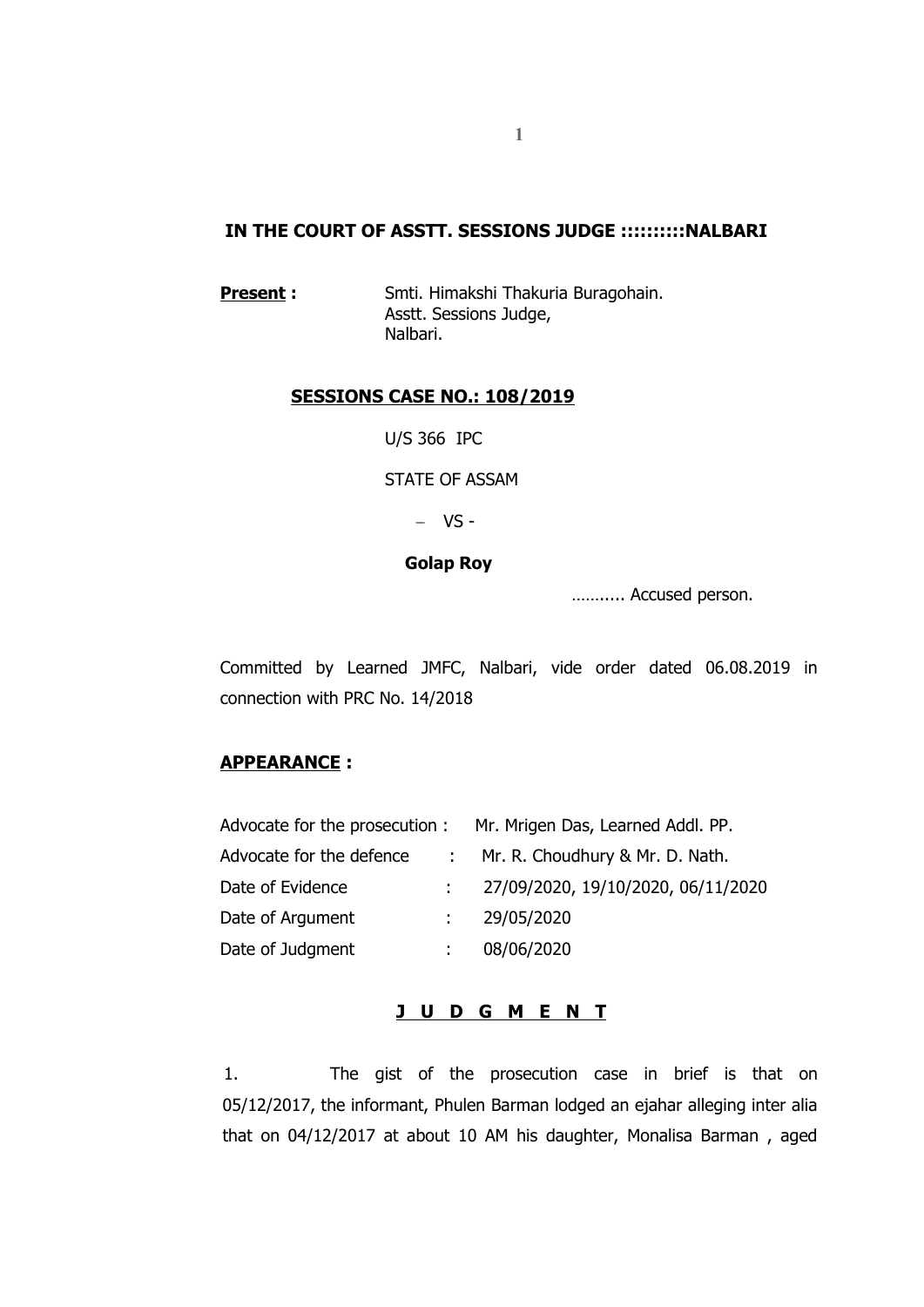## IN THE COURT OF ASSTT. SESSIONS JUDGE :::::::::NALBARI

**Present :** Smti. Himakshi Thakuria Buragohain.
Asstt. Sessions Judge,
Nalbari.

### SESSIONS CASE NO.: 108/2019

U/S 366 IPC

STATE OF ASSAM

– VS -

**Golap Roy**

……..... Accused person.

Committed by Learned JMFC, Nalbari, vide order dated 06.08.2019 in connection with PRC No. 14/2018

**APPEARANCE :**

Advocate for the prosecution : Mr. Mrigen Das, Learned Addl. PP.

Advocate for the defence : Mr. R. Choudhury & Mr. D. Nath.

Date of Evidence : 27/09/2020, 19/10/2020, 06/11/2020

Date of Argument : 29/05/2020

Date of Judgment : 08/06/2020

### J U D G M E N T

1. The gist of the prosecution case in brief is that on 05/12/2017, the informant, Phulen Barman lodged an ejahar alleging inter alia that on 04/12/2017 at about 10 AM his daughter, Monalisa Barman , aged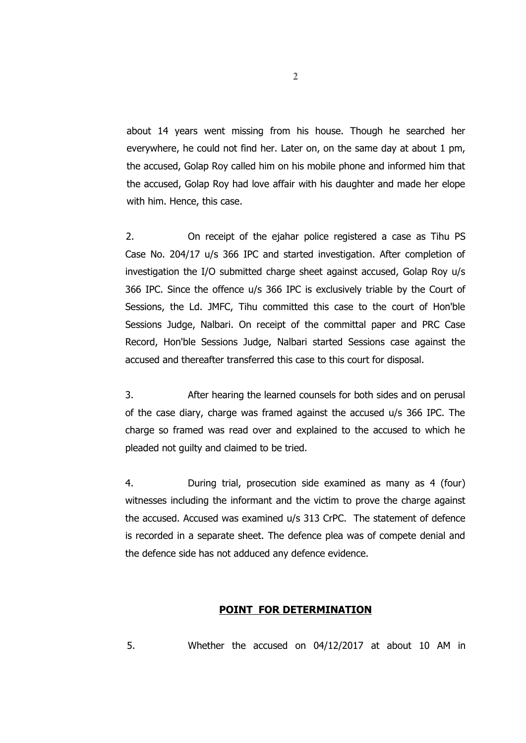about 14 years went missing from his house. Though he searched her everywhere, he could not find her. Later on, on the same day at about 1 pm, the accused, Golap Roy called him on his mobile phone and informed him that the accused, Golap Roy had love affair with his daughter and made her elope with him. Hence, this case.

2. On receipt of the ejahar police registered a case as Tihu PS Case No. 204/17 u/s 366 IPC and started investigation. After completion of investigation the I/O submitted charge sheet against accused, Golap Roy u/s 366 IPC. Since the offence u/s 366 IPC is exclusively triable by the Court of Sessions, the Ld. JMFC, Tihu committed this case to the court of Hon'ble Sessions Judge, Nalbari. On receipt of the committal paper and PRC Case Record, Hon'ble Sessions Judge, Nalbari started Sessions case against the accused and thereafter transferred this case to this court for disposal.

3. After hearing the learned counsels for both sides and on perusal of the case diary, charge was framed against the accused u/s 366 IPC. The charge so framed was read over and explained to the accused to which he pleaded not guilty and claimed to be tried.

4. During trial, prosecution side examined as many as 4 (four) witnesses including the informant and the victim to prove the charge against the accused. Accused was examined u/s 313 CrPC. The statement of defence is recorded in a separate sheet. The defence plea was of compete denial and the defence side has not adduced any defence evidence.

## POINT FOR DETERMINATION

5. Whether the accused on 04/12/2017 at about 10 AM in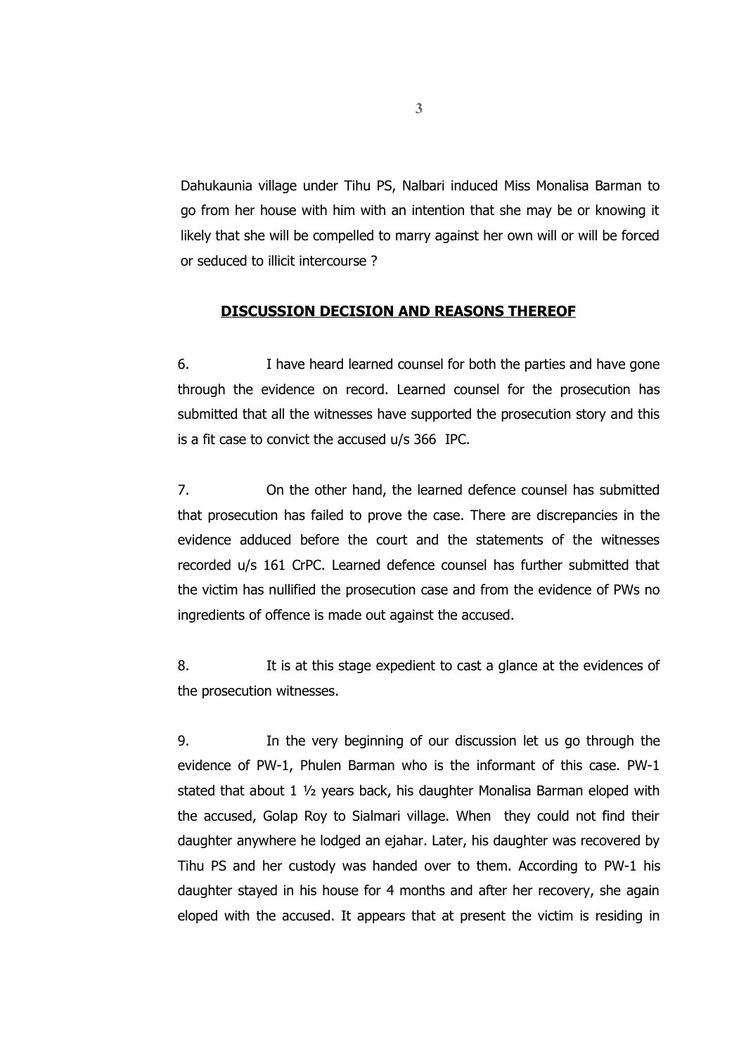Dahukaunia village under Tihu PS, Nalbari induced Miss Monalisa Barman to go from her house with him with an intention that she may be or knowing it likely that she will be compelled to marry against her own will or will be forced or seduced to illicit intercourse ?

## **DISCUSSION DECISION AND REASONS THEREOF**

6. I have heard learned counsel for both the parties and have gone through the evidence on record. Learned counsel for the prosecution has submitted that all the witnesses have supported the prosecution story and this is a fit case to convict the accused u/s 366 IPC.

7. On the other hand, the learned defence counsel has submitted that prosecution has failed to prove the case. There are discrepancies in the evidence adduced before the court and the statements of the witnesses recorded u/s 161 CrPC. Learned defence counsel has further submitted that the victim has nullified the prosecution case and from the evidence of PWs no ingredients of offence is made out against the accused.

8. It is at this stage expedient to cast a glance at the evidences of the prosecution witnesses.

9. In the very beginning of our discussion let us go through the evidence of PW-1, Phulen Barman who is the informant of this case. PW-1 stated that about 1 ½ years back, his daughter Monalisa Barman eloped with the accused, Golap Roy to Sialmari village. When they could not find their daughter anywhere he lodged an ejahar. Later, his daughter was recovered by Tihu PS and her custody was handed over to them. According to PW-1 his daughter stayed in his house for 4 months and after her recovery, she again eloped with the accused. It appears that at present the victim is residing in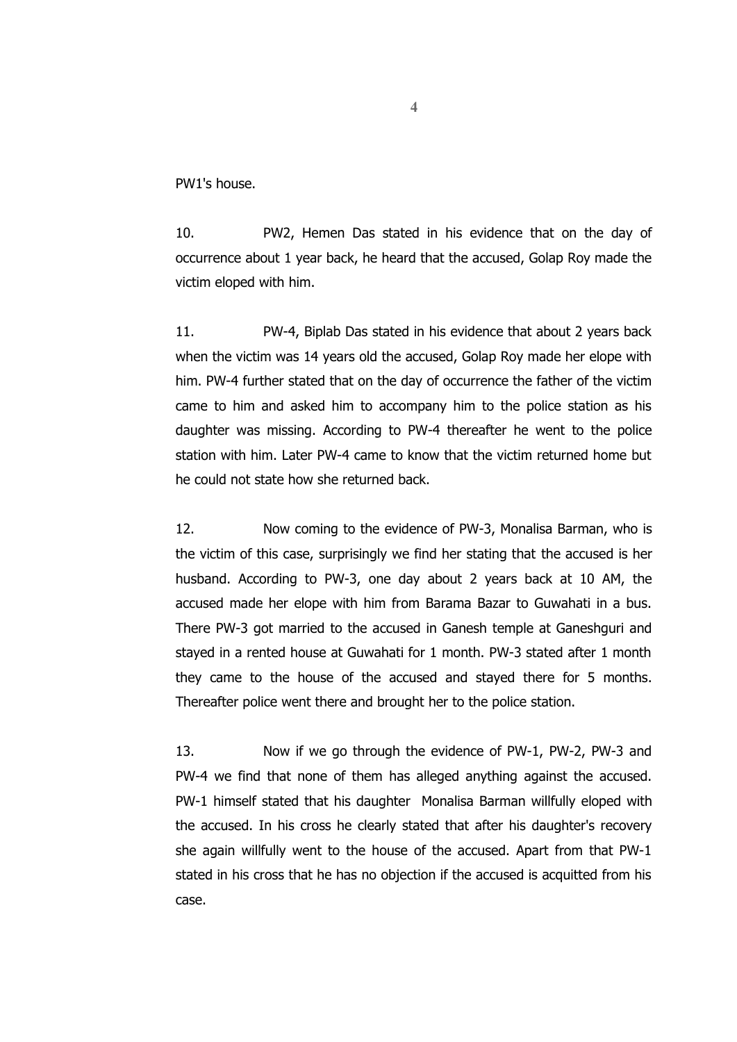PW1's house.

10. PW2, Hemen Das stated in his evidence that on the day of occurrence about 1 year back, he heard that the accused, Golap Roy made the victim eloped with him.

11. PW-4, Biplab Das stated in his evidence that about 2 years back when the victim was 14 years old the accused, Golap Roy made her elope with him. PW-4 further stated that on the day of occurrence the father of the victim came to him and asked him to accompany him to the police station as his daughter was missing. According to PW-4 thereafter he went to the police station with him. Later PW-4 came to know that the victim returned home but he could not state how she returned back.

12. Now coming to the evidence of PW-3, Monalisa Barman, who is the victim of this case, surprisingly we find her stating that the accused is her husband. According to PW-3, one day about 2 years back at 10 AM, the accused made her elope with him from Barama Bazar to Guwahati in a bus. There PW-3 got married to the accused in Ganesh temple at Ganeshguri and stayed in a rented house at Guwahati for 1 month. PW-3 stated after 1 month they came to the house of the accused and stayed there for 5 months. Thereafter police went there and brought her to the police station.

13. Now if we go through the evidence of PW-1, PW-2, PW-3 and PW-4 we find that none of them has alleged anything against the accused. PW-1 himself stated that his daughter Monalisa Barman willfully eloped with the accused. In his cross he clearly stated that after his daughter's recovery she again willfully went to the house of the accused. Apart from that PW-1 stated in his cross that he has no objection if the accused is acquitted from his case.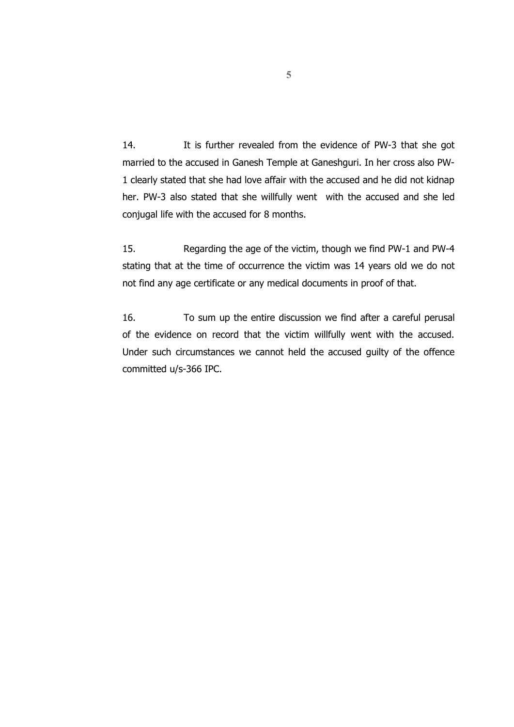14. It is further revealed from the evidence of PW-3 that she got married to the accused in Ganesh Temple at Ganeshguri. In her cross also PW-1 clearly stated that she had love affair with the accused and he did not kidnap her. PW-3 also stated that she willfully went with the accused and she led conjugal life with the accused for 8 months.

15. Regarding the age of the victim, though we find PW-1 and PW-4 stating that at the time of occurrence the victim was 14 years old we do not not find any age certificate or any medical documents in proof of that.

16. To sum up the entire discussion we find after a careful perusal of the evidence on record that the victim willfully went with the accused. Under such circumstances we cannot held the accused guilty of the offence committed u/s-366 IPC.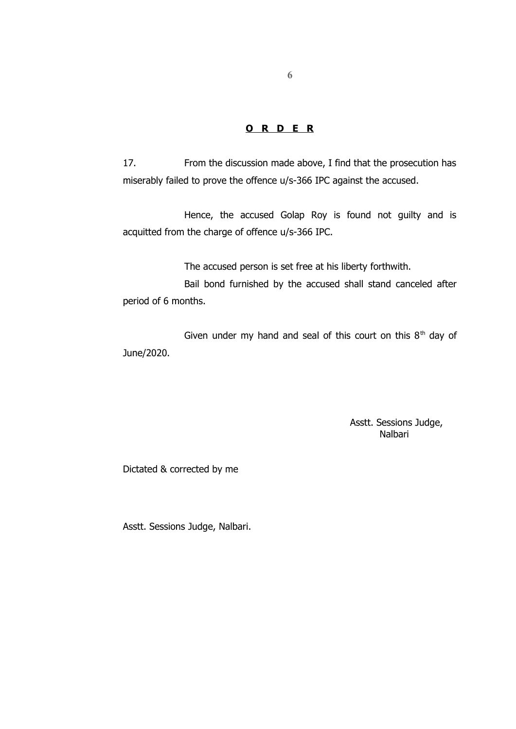## **O R D E R**

17. From the discussion made above, I find that the prosecution has miserably failed to prove the offence u/s-366 IPC against the accused.

Hence, the accused Golap Roy is found not guilty and is acquitted from the charge of offence u/s-366 IPC.

The accused person is set free at his liberty forthwith.

Bail bond furnished by the accused shall stand canceled after period of 6 months.

Given under my hand and seal of this court on this 8th day of June/2020.

Asstt. Sessions Judge,
Nalbari

Dictated & corrected by me

Asstt. Sessions Judge, Nalbari.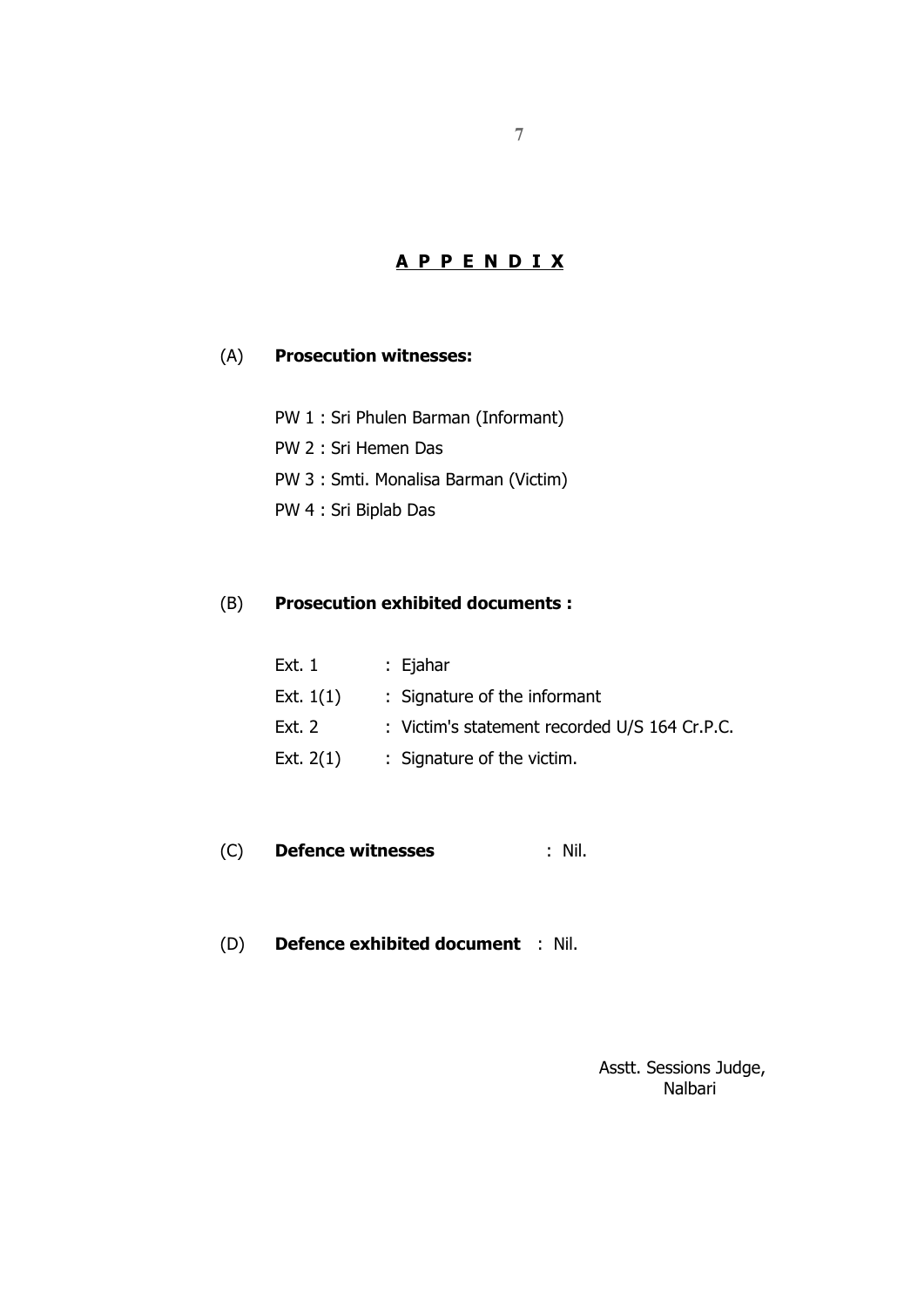## APPENDIX

**(A) Prosecution witnesses:**

PW 1 : Sri Phulen Barman (Informant)

PW 2 : Sri Hemen Das

PW 3 : Smti. Monalisa Barman (Victim)

PW 4 : Sri Biplab Das

**(B) Prosecution exhibited documents :**

| | |
|---|---|
| Ext. 1 | : Ejahar |
| Ext. 1(1) | : Signature of the informant |
| Ext. 2 | : Victim's statement recorded U/S 164 Cr.P.C. |
| Ext. 2(1) | : Signature of the victim. |

**(C) Defence witnesses** : Nil.

**(D) Defence exhibited document** : Nil.

Asstt. Sessions Judge,
Nalbari